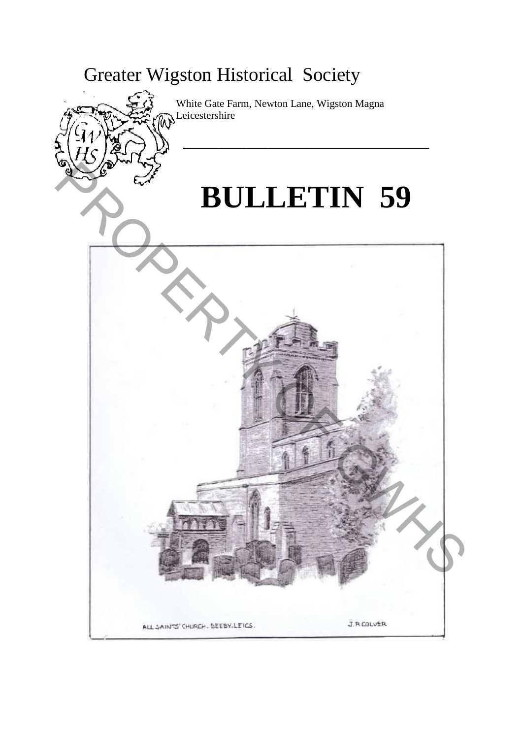# Greater Wigston Historical Society

White Gate Farm, Newton Lane, Wigston Magna
Leicestershire

# BULLETIN 59

ALL SAINTS' CHURCH. BEEBY. LEICS.

J.R.COLVER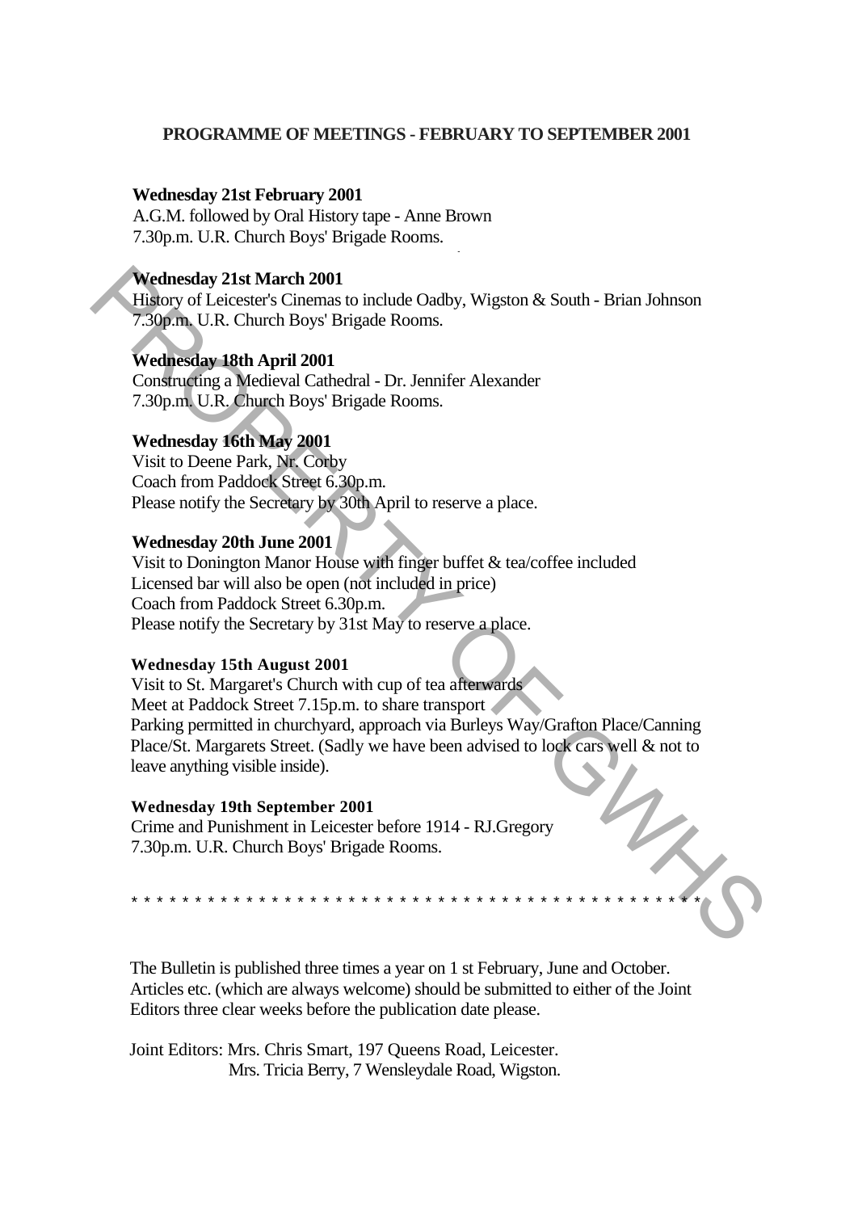**PROGRAMME OF MEETINGS - FEBRUARY TO SEPTEMBER 2001**

**Wednesday 21st February 2001**
A.G.M. followed by Oral History tape - Anne Brown
7.30p.m. U.R. Church Boys' Brigade Rooms.

**Wednesday 21st March 2001**
History of Leicester's Cinemas to include Oadby, Wigston & South - Brian Johnson
7.30p.m. U.R. Church Boys' Brigade Rooms.

**Wednesday 18th April 2001**
Constructing a Medieval Cathedral - Dr. Jennifer Alexander
7.30p.m. U.R. Church Boys' Brigade Rooms.

**Wednesday 16th May 2001**
Visit to Deene Park, Nr. Corby
Coach from Paddock Street 6.30p.m.
Please notify the Secretary by 30th April to reserve a place.

**Wednesday 20th June 2001**
Visit to Donington Manor House with finger buffet & tea/coffee included
Licensed bar will also be open (not included in price)
Coach from Paddock Street 6.30p.m.
Please notify the Secretary by 31st May to reserve a place.

**Wednesday 15th August 2001**
Visit to St. Margaret's Church with cup of tea afterwards
Meet at Paddock Street 7.15p.m. to share transport
Parking permitted in churchyard, approach via Burleys Way/Grafton Place/Canning Place/St. Margarets Street. (Sadly we have been advised to lock cars well & not to leave anything visible inside).

**Wednesday 19th September 2001**
Crime and Punishment in Leicester before 1914 - RJ.Gregory
7.30p.m. U.R. Church Boys' Brigade Rooms.

* * * * * * * * * * * * * * * * * * * * * * * * * * * * * * * * * * * * * * * * * * * * * * *

The Bulletin is published three times a year on 1 st February, June and October. Articles etc. (which are always welcome) should be submitted to either of the Joint Editors three clear weeks before the publication date please.

Joint Editors: Mrs. Chris Smart, 197 Queens Road, Leicester.
Mrs. Tricia Berry, 7 Wensleydale Road, Wigston.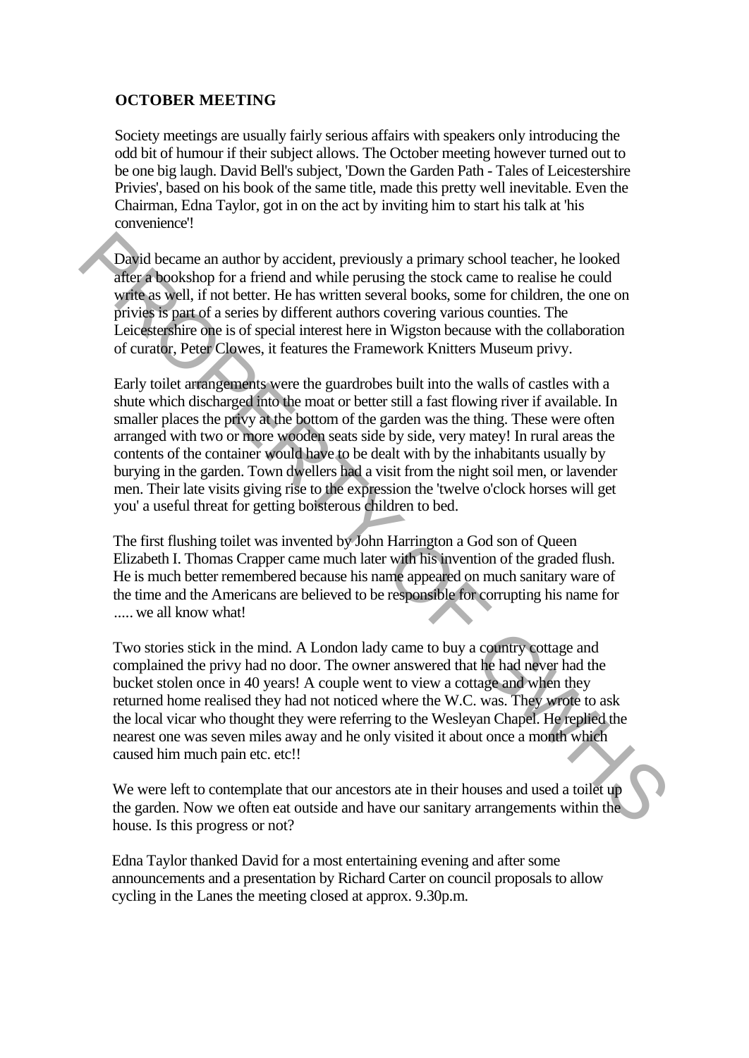## OCTOBER MEETING

Society meetings are usually fairly serious affairs with speakers only introducing the odd bit of humour if their subject allows. The October meeting however turned out to be one big laugh. David Bell's subject, 'Down the Garden Path - Tales of Leicestershire Privies', based on his book of the same title, made this pretty well inevitable. Even the Chairman, Edna Taylor, got in on the act by inviting him to start his talk at 'his convenience'!

David became an author by accident, previously a primary school teacher, he looked after a bookshop for a friend and while perusing the stock came to realise he could write as well, if not better. He has written several books, some for children, the one on privies is part of a series by different authors covering various counties. The Leicestershire one is of special interest here in Wigston because with the collaboration of curator, Peter Clowes, it features the Framework Knitters Museum privy.

Early toilet arrangements were the guardrobes built into the walls of castles with a shute which discharged into the moat or better still a fast flowing river if available. In smaller places the privy at the bottom of the garden was the thing. These were often arranged with two or more wooden seats side by side, very matey! In rural areas the contents of the container would have to be dealt with by the inhabitants usually by burying in the garden. Town dwellers had a visit from the night soil men, or lavender men. Their late visits giving rise to the expression the 'twelve o'clock horses will get you' a useful threat for getting boisterous children to bed.

The first flushing toilet was invented by John Harrington a God son of Queen Elizabeth I. Thomas Crapper came much later with his invention of the graded flush. He is much better remembered because his name appeared on much sanitary ware of the time and the Americans are believed to be responsible for corrupting his name for ..... we all know what!

Two stories stick in the mind. A London lady came to buy a country cottage and complained the privy had no door. The owner answered that he had never had the bucket stolen once in 40 years! A couple went to view a cottage and when they returned home realised they had not noticed where the W.C. was. They wrote to ask the local vicar who thought they were referring to the Wesleyan Chapel. He replied the nearest one was seven miles away and he only visited it about once a month which caused him much pain etc. etc!!

We were left to contemplate that our ancestors ate in their houses and used a toilet up the garden. Now we often eat outside and have our sanitary arrangements within the house. Is this progress or not?

Edna Taylor thanked David for a most entertaining evening and after some announcements and a presentation by Richard Carter on council proposals to allow cycling in the Lanes the meeting closed at approx. 9.30p.m.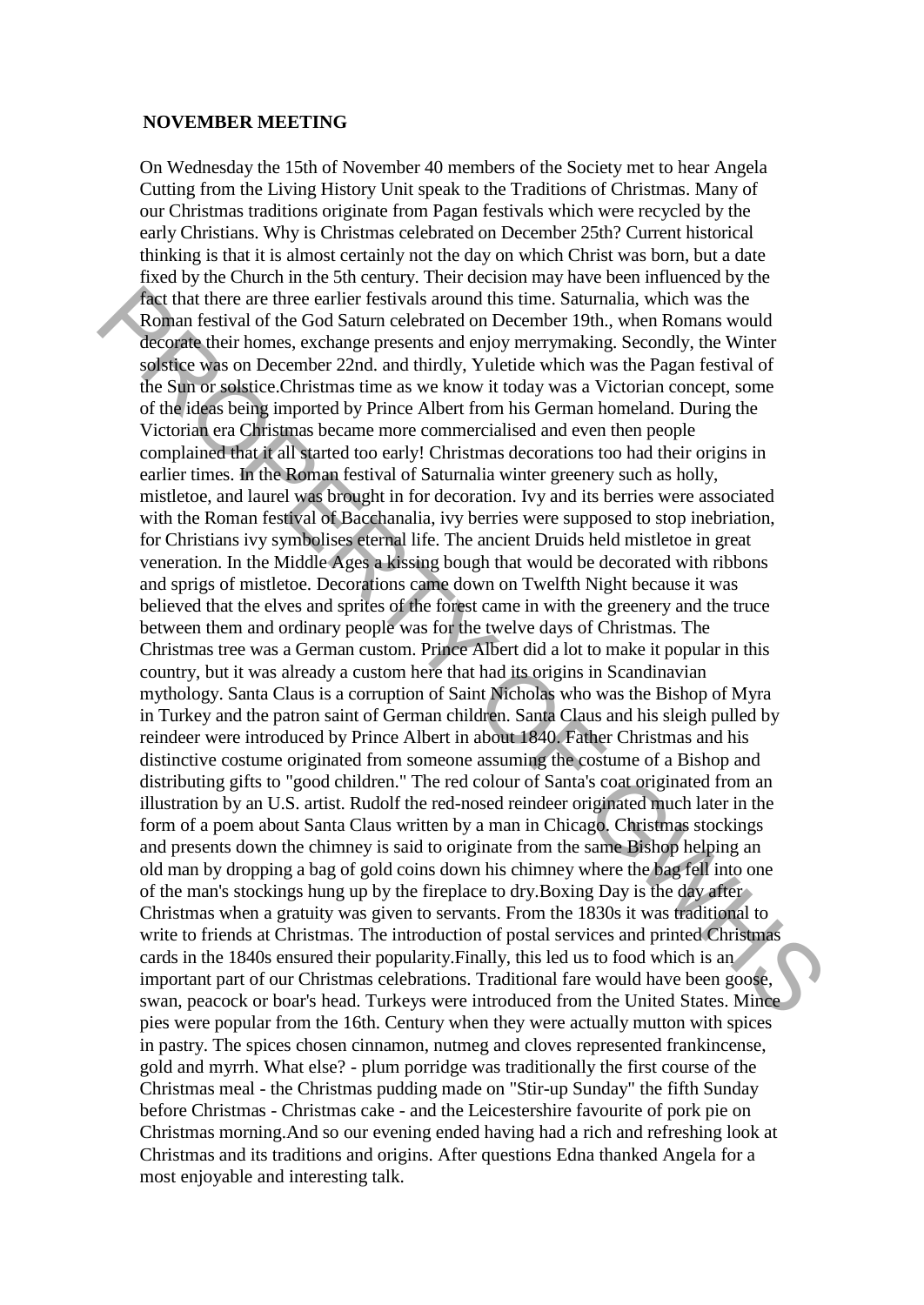## NOVEMBER MEETING

On Wednesday the 15th of November 40 members of the Society met to hear Angela Cutting from the Living History Unit speak to the Traditions of Christmas. Many of our Christmas traditions originate from Pagan festivals which were recycled by the early Christians. Why is Christmas celebrated on December 25th? Current historical thinking is that it is almost certainly not the day on which Christ was born, but a date fixed by the Church in the 5th century. Their decision may have been influenced by the fact that there are three earlier festivals around this time. Saturnalia, which was the Roman festival of the God Saturn celebrated on December 19th., when Romans would decorate their homes, exchange presents and enjoy merrymaking. Secondly, the Winter solstice was on December 22nd. and thirdly, Yuletide which was the Pagan festival of the Sun or solstice.Christmas time as we know it today was a Victorian concept, some of the ideas being imported by Prince Albert from his German homeland. During the Victorian era Christmas became more commercialised and even then people complained that it all started too early! Christmas decorations too had their origins in earlier times. In the Roman festival of Saturnalia winter greenery such as holly, mistletoe, and laurel was brought in for decoration. Ivy and its berries were associated with the Roman festival of Bacchanalia, ivy berries were supposed to stop inebriation, for Christians ivy symbolises eternal life. The ancient Druids held mistletoe in great veneration. In the Middle Ages a kissing bough that would be decorated with ribbons and sprigs of mistletoe. Decorations came down on Twelfth Night because it was believed that the elves and sprites of the forest came in with the greenery and the truce between them and ordinary people was for the twelve days of Christmas. The Christmas tree was a German custom. Prince Albert did a lot to make it popular in this country, but it was already a custom here that had its origins in Scandinavian mythology. Santa Claus is a corruption of Saint Nicholas who was the Bishop of Myra in Turkey and the patron saint of German children. Santa Claus and his sleigh pulled by reindeer were introduced by Prince Albert in about 1840. Father Christmas and his distinctive costume originated from someone assuming the costume of a Bishop and distributing gifts to "good children." The red colour of Santa's coat originated from an illustration by an U.S. artist. Rudolf the red-nosed reindeer originated much later in the form of a poem about Santa Claus written by a man in Chicago. Christmas stockings and presents down the chimney is said to originate from the same Bishop helping an old man by dropping a bag of gold coins down his chimney where the bag fell into one of the man's stockings hung up by the fireplace to dry.Boxing Day is the day after Christmas when a gratuity was given to servants. From the 1830s it was traditional to write to friends at Christmas. The introduction of postal services and printed Christmas cards in the 1840s ensured their popularity.Finally, this led us to food which is an important part of our Christmas celebrations. Traditional fare would have been goose, swan, peacock or boar's head. Turkeys were introduced from the United States. Mince pies were popular from the 16th. Century when they were actually mutton with spices in pastry. The spices chosen cinnamon, nutmeg and cloves represented frankincense, gold and myrrh. What else? - plum porridge was traditionally the first course of the Christmas meal - the Christmas pudding made on "Stir-up Sunday" the fifth Sunday before Christmas - Christmas cake - and the Leicestershire favourite of pork pie on Christmas morning.And so our evening ended having had a rich and refreshing look at Christmas and its traditions and origins. After questions Edna thanked Angela for a most enjoyable and interesting talk.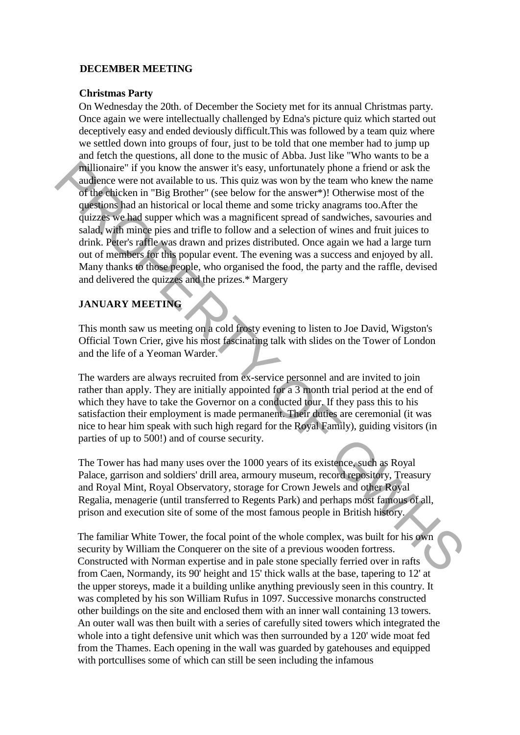## DECEMBER MEETING

### Christmas Party

On Wednesday the 20th. of December the Society met for its annual Christmas party. Once again we were intellectually challenged by Edna's picture quiz which started out deceptively easy and ended deviously difficult.This was followed by a team quiz where we settled down into groups of four, just to be told that one member had to jump up and fetch the questions, all done to the music of Abba. Just like "Who wants to be a millionaire" if you know the answer it's easy, unfortunately phone a friend or ask the audience were not available to us. This quiz was won by the team who knew the name of the chicken in "Big Brother" (see below for the answer*)! Otherwise most of the questions had an historical or local theme and some tricky anagrams too.After the quizzes we had supper which was a magnificent spread of sandwiches, savouries and salad, with mince pies and trifle to follow and a selection of wines and fruit juices to drink. Peter's raffle was drawn and prizes distributed. Once again we had a large turn out of members for this popular event. The evening was a success and enjoyed by all. Many thanks to those people, who organised the food, the party and the raffle, devised and delivered the quizzes and the prizes.* Margery

## JANUARY MEETING

This month saw us meeting on a cold frosty evening to listen to Joe David, Wigston's Official Town Crier, give his most fascinating talk with slides on the Tower of London and the life of a Yeoman Warder.

The warders are always recruited from ex-service personnel and are invited to join rather than apply. They are initially appointed for a 3 month trial period at the end of which they have to take the Governor on a conducted tour. If they pass this to his satisfaction their employment is made permanent. Their duties are ceremonial (it was nice to hear him speak with such high regard for the Royal Family), guiding visitors (in parties of up to 500!) and of course security.

The Tower has had many uses over the 1000 years of its existence, such as Royal Palace, garrison and soldiers' drill area, armoury museum, record repository, Treasury and Royal Mint, Royal Observatory, storage for Crown Jewels and other Royal Regalia, menagerie (until transferred to Regents Park) and perhaps most famous of all, prison and execution site of some of the most famous people in British history.

The familiar White Tower, the focal point of the whole complex, was built for his own security by William the Conquerer on the site of a previous wooden fortress. Constructed with Norman expertise and in pale stone specially ferried over in rafts from Caen, Normandy, its 90' height and 15' thick walls at the base, tapering to 12' at the upper storeys, made it a building unlike anything previously seen in this country. It was completed by his son William Rufus in 1097. Successive monarchs constructed other buildings on the site and enclosed them with an inner wall containing 13 towers. An outer wall was then built with a series of carefully sited towers which integrated the whole into a tight defensive unit which was then surrounded by a 120' wide moat fed from the Thames. Each opening in the wall was guarded by gatehouses and equipped with portcullises some of which can still be seen including the infamous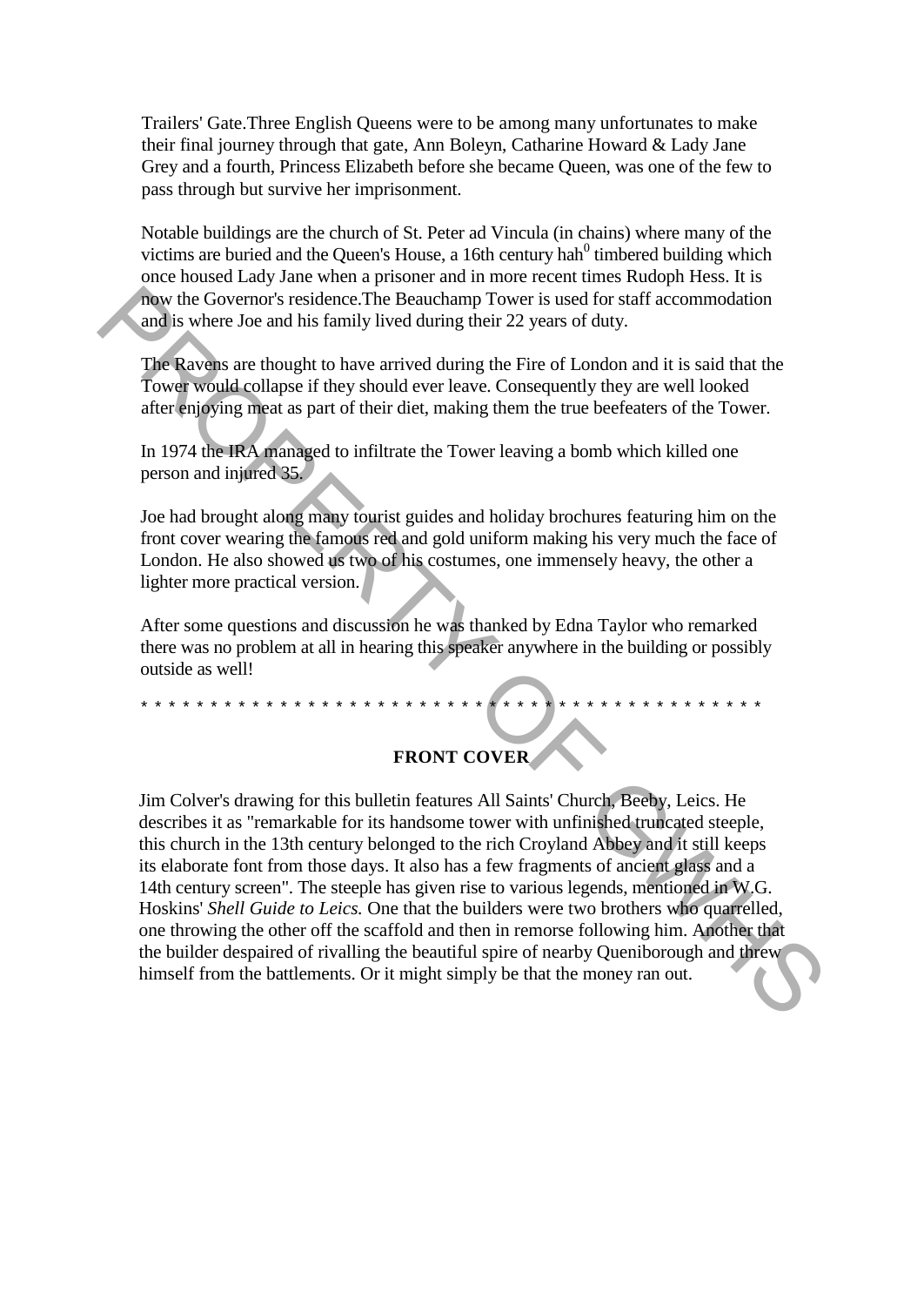Trailers' Gate.Three English Queens were to be among many unfortunates to make their final journey through that gate, Ann Boleyn, Catharine Howard & Lady Jane Grey and a fourth, Princess Elizabeth before she became Queen, was one of the few to pass through but survive her imprisonment.

Notable buildings are the church of St. Peter ad Vincula (in chains) where many of the victims are buried and the Queen's House, a 16th century hah[0] timbered building which once housed Lady Jane when a prisoner and in more recent times Rudoph Hess. It is now the Governor's residence.The Beauchamp Tower is used for staff accommodation and is where Joe and his family lived during their 22 years of duty.

The Ravens are thought to have arrived during the Fire of London and it is said that the Tower would collapse if they should ever leave. Consequently they are well looked after enjoying meat as part of their diet, making them the true beefeaters of the Tower.

In 1974 the IRA managed to infiltrate the Tower leaving a bomb which killed one person and injured 35.

Joe had brought along many tourist guides and holiday brochures featuring him on the front cover wearing the famous red and gold uniform making his very much the face of London. He also showed us two of his costumes, one immensely heavy, the other a lighter more practical version.

After some questions and discussion he was thanked by Edna Taylor who remarked there was no problem at all in hearing this speaker anywhere in the building or possibly outside as well!

* * * * * * * * * * * * * * * * * * * * * * * * * * * * * * * * * * * * * * * * * * * * * * * * * *

## FRONT COVER

Jim Colver's drawing for this bulletin features All Saints' Church, Beeby, Leics. He describes it as "remarkable for its handsome tower with unfinished truncated steeple, this church in the 13th century belonged to the rich Croyland Abbey and it still keeps its elaborate font from those days. It also has a few fragments of ancient glass and a 14th century screen". The steeple has given rise to various legends, mentioned in W.G. Hoskins' *Shell Guide to Leics.* One that the builders were two brothers who quarrelled, one throwing the other off the scaffold and then in remorse following him. Another that the builder despaired of rivalling the beautiful spire of nearby Queniborough and threw himself from the battlements. Or it might simply be that the money ran out.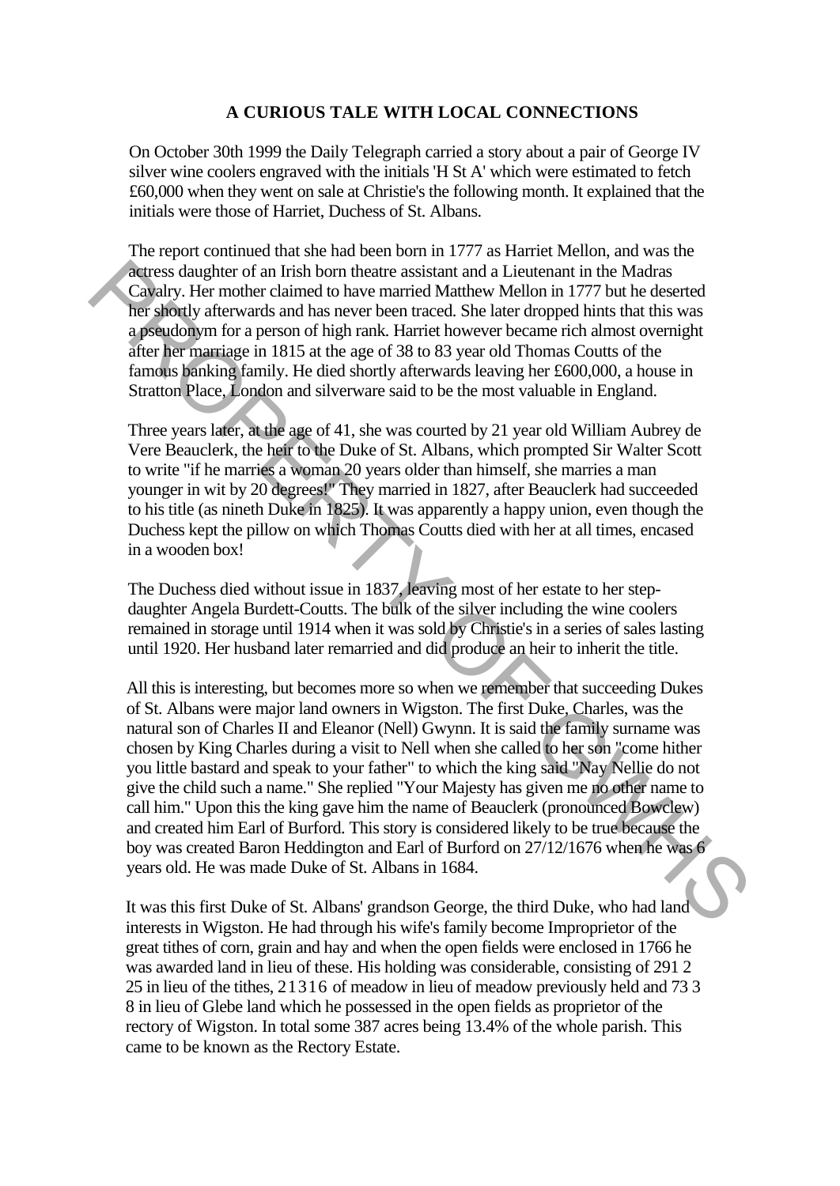**A CURIOUS TALE WITH LOCAL CONNECTIONS**

On October 30th 1999 the Daily Telegraph carried a story about a pair of George IV silver wine coolers engraved with the initials 'H St A' which were estimated to fetch £60,000 when they went on sale at Christie's the following month. It explained that the initials were those of Harriet, Duchess of St. Albans.

The report continued that she had been born in 1777 as Harriet Mellon, and was the actress daughter of an Irish born theatre assistant and a Lieutenant in the Madras Cavalry. Her mother claimed to have married Matthew Mellon in 1777 but he deserted her shortly afterwards and has never been traced. She later dropped hints that this was a pseudonym for a person of high rank. Harriet however became rich almost overnight after her marriage in 1815 at the age of 38 to 83 year old Thomas Coutts of the famous banking family. He died shortly afterwards leaving her £600,000, a house in Stratton Place, London and silverware said to be the most valuable in England.

Three years later, at the age of 41, she was courted by 21 year old William Aubrey de Vere Beauclerk, the heir to the Duke of St. Albans, which prompted Sir Walter Scott to write "if he marries a woman 20 years older than himself, she marries a man younger in wit by 20 degrees!" They married in 1827, after Beauclerk had succeeded to his title (as nineth Duke in 1825). It was apparently a happy union, even though the Duchess kept the pillow on which Thomas Coutts died with her at all times, encased in a wooden box!

The Duchess died without issue in 1837, leaving most of her estate to her step-daughter Angela Burdett-Coutts. The bulk of the silver including the wine coolers remained in storage until 1914 when it was sold by Christie's in a series of sales lasting until 1920. Her husband later remarried and did produce an heir to inherit the title.

All this is interesting, but becomes more so when we remember that succeeding Dukes of St. Albans were major land owners in Wigston. The first Duke, Charles, was the natural son of Charles II and Eleanor (Nell) Gwynn. It is said the family surname was chosen by King Charles during a visit to Nell when she called to her son "come hither you little bastard and speak to your father" to which the king said "Nay Nellie do not give the child such a name." She replied "Your Majesty has given me no other name to call him." Upon this the king gave him the name of Beauclerk (pronounced Bowclew) and created him Earl of Burford. This story is considered likely to be true because the boy was created Baron Heddington and Earl of Burford on 27/12/1676 when he was 6 years old. He was made Duke of St. Albans in 1684.

It was this first Duke of St. Albans' grandson George, the third Duke, who had land interests in Wigston. He had through his wife's family become Improprietor of the great tithes of corn, grain and hay and when the open fields were enclosed in 1766 he was awarded land in lieu of these. His holding was considerable, consisting of 291 2 25 in lieu of the tithes, 21 3 16 of meadow in lieu of meadow previously held and 73 3 8 in lieu of Glebe land which he possessed in the open fields as proprietor of the rectory of Wigston. In total some 387 acres being 13.4% of the whole parish. This came to be known as the Rectory Estate.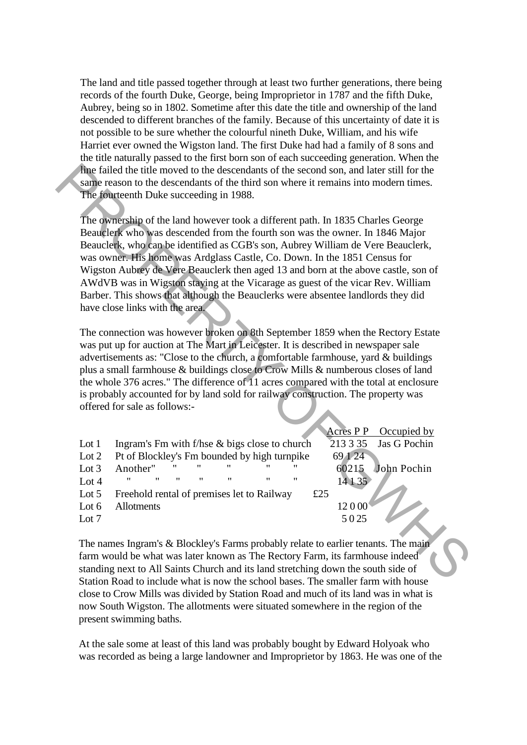The land and title passed together through at least two further generations, there being records of the fourth Duke, George, being Impropriator in 1787 and the fifth Duke, Aubrey, being so in 1802. Sometime after this date the title and ownership of the land descended to different branches of the family. Because of this uncertainty of date it is not possible to be sure whether the colourful nineth Duke, William, and his wife Harriet ever owned the Wigston land. The first Duke had had a family of 8 sons and the title naturally passed to the first born son of each succeeding generation. When the line failed the title moved to the descendants of the second son, and later still for the same reason to the descendants of the third son where it remains into modern times. The fourteenth Duke succeeding in 1988.

The ownership of the land however took a different path. In 1835 Charles George Beauclerk who was descended from the fourth son was the owner. In 1846 Major Beauclerk, who can be identified as CGB's son, Aubrey William de Vere Beauclerk, was owner. His home was Ardglass Castle, Co. Down. In the 1851 Census for Wigston Aubrey de Vere Beauclerk then aged 13 and born at the above castle, son of AWdVB was in Wigston staying at the Vicarage as guest of the vicar Rev. William Barber. This shows that although the Beauclerks were absentee landlords they did have close links with the area.

The connection was however broken on 8th September 1859 when the Rectory Estate was put up for auction at The Mart in Leicester. It is described in newspaper sale advertisements as: "Close to the church, a comfortable farmhouse, yard & buildings plus a small farmhouse & buildings close to Crow Mills & numberous closes of land the whole 376 acres." The difference of 11 acres compared with the total at enclosure is probably accounted for by land sold for railway construction. The property was offered for sale as follows:-

| | | Acres P P | Occupied by |
|---|---|---|---|
| Lot 1 | Ingram's Fm with f/hse & bigs close to church | 213 3 35 | Jas G Pochin |
| Lot 2 | Pt of Blockley's Fm bounded by high turnpike | 69 1 24 | |
| Lot 3 | Another" " " " " " | 60215 | John Pochin |
| Lot 4 | " " " " " " " | 14 1 35 | |
| Lot 5 | Freehold rental of premises let to Railway £25 | | |
| Lot 6 | Allotments | 12 0 00 | |
| Lot 7 | | 5 0 25 | |

The names Ingram's & Blockley's Farms probably relate to earlier tenants. The main farm would be what was later known as The Rectory Farm, its farmhouse indeed standing next to All Saints Church and its land stretching down the south side of Station Road to include what is now the school bases. The smaller farm with house close to Crow Mills was divided by Station Road and much of its land was in what is now South Wigston. The allotments were situated somewhere in the region of the present swimming baths.

At the sale some at least of this land was probably bought by Edward Holyoak who was recorded as being a large landowner and Impropriator by 1863. He was one of the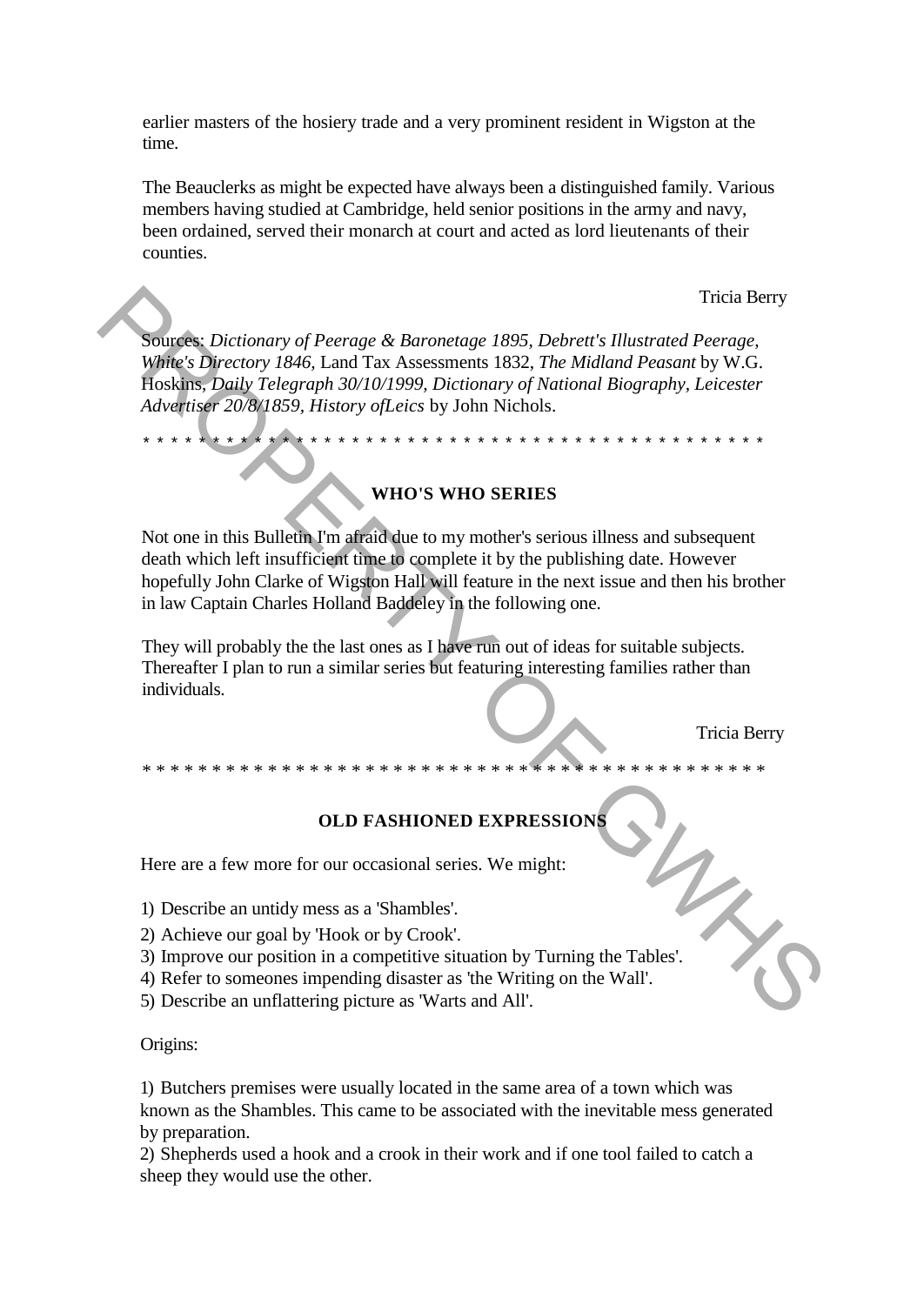earlier masters of the hosiery trade and a very prominent resident in Wigston at the time.

The Beauclerks as might be expected have always been a distinguished family. Various members having studied at Cambridge, held senior positions in the army and navy, been ordained, served their monarch at court and acted as lord lieutenants of their counties.

Tricia Berry

Sources: *Dictionary of Peerage & Baronetage 1895, Debrett's Illustrated Peerage, White's Directory 1846,* Land Tax Assessments 1832, *The Midland Peasant* by W.G. Hoskins, *Daily Telegraph 30/10/1999, Dictionary of National Biography, Leicester Advertiser 20/8/1859, History ofLeics* by John Nichols.

* * * * * * * * * * * * * * * * * * * * * * * * * * * * * * * * * * * * * * * * * * * * * * *

## WHO'S WHO SERIES

Not one in this Bulletin I'm afraid due to my mother's serious illness and subsequent death which left insufficient time to complete it by the publishing date. However hopefully John Clarke of Wigston Hall will feature in the next issue and then his brother in law Captain Charles Holland Baddeley in the following one.

They will probably the the last ones as I have run out of ideas for suitable subjects. Thereafter I plan to run a similar series but featuring interesting families rather than individuals.

Tricia Berry

* * * * * * * * * * * * * * * * * * * * * * * * * * * * * * * * * * * * * * * * * * * * * * *

## OLD FASHIONED EXPRESSIONS

Here are a few more for our occasional series. We might:

1) Describe an untidy mess as a 'Shambles'.
2) Achieve our goal by 'Hook or by Crook'.
3) Improve our position in a competitive situation by Turning the Tables'.
4) Refer to someones impending disaster as 'the Writing on the Wall'.
5) Describe an unflattering picture as 'Warts and All'.

Origins:

1) Butchers premises were usually located in the same area of a town which was known as the Shambles. This came to be associated with the inevitable mess generated by preparation.
2) Shepherds used a hook and a crook in their work and if one tool failed to catch a sheep they would use the other.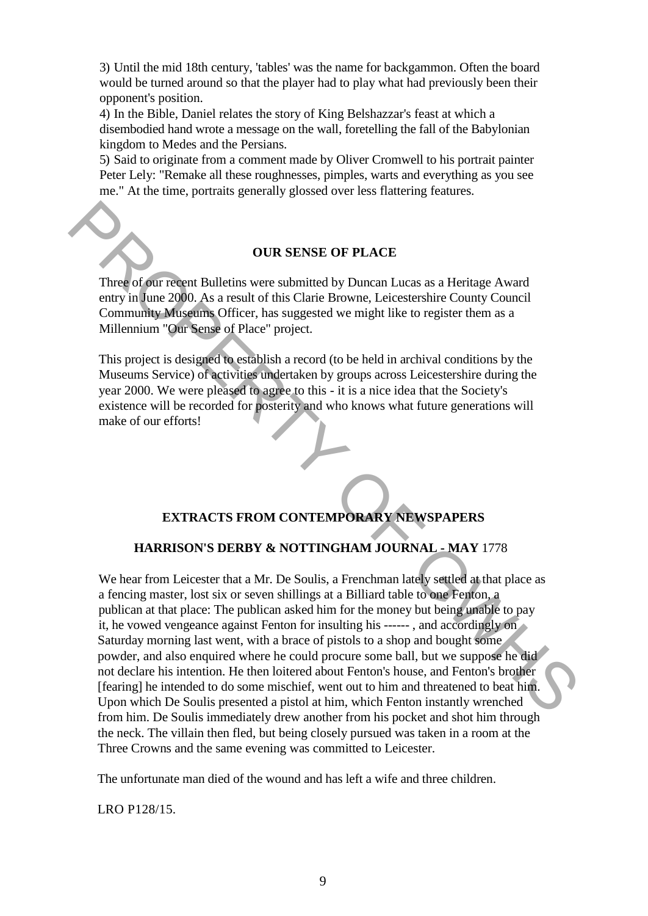3) Until the mid 18th century, 'tables' was the name for backgammon. Often the board would be turned around so that the player had to play what had previously been their opponent's position.
4) In the Bible, Daniel relates the story of King Belshazzar's feast at which a disembodied hand wrote a message on the wall, foretelling the fall of the Babylonian kingdom to Medes and the Persians.
5) Said to originate from a comment made by Oliver Cromwell to his portrait painter Peter Lely: "Remake all these roughnesses, pimples, warts and everything as you see me." At the time, portraits generally glossed over less flattering features.

## OUR SENSE OF PLACE

Three of our recent Bulletins were submitted by Duncan Lucas as a Heritage Award entry in June 2000. As a result of this Clarie Browne, Leicestershire County Council Community Museums Officer, has suggested we might like to register them as a Millennium "Our Sense of Place" project.

This project is designed to establish a record (to be held in archival conditions by the Museums Service) of activities undertaken by groups across Leicestershire during the year 2000. We were pleased to agree to this - it is a nice idea that the Society's existence will be recorded for posterity and who knows what future generations will make of our efforts!

## EXTRACTS FROM CONTEMPORARY NEWSPAPERS

### HARRISON'S DERBY & NOTTINGHAM JOURNAL - MAY 1778

We hear from Leicester that a Mr. De Soulis, a Frenchman lately settled at that place as a fencing master, lost six or seven shillings at a Billiard table to one Fenton, a publican at that place: The publican asked him for the money but being unable to pay it, he vowed vengeance against Fenton for insulting his ------ , and accordingly on Saturday morning last went, with a brace of pistols to a shop and bought some powder, and also enquired where he could procure some ball, but we suppose he did not declare his intention. He then loitered about Fenton's house, and Fenton's brother [fearing] he intended to do some mischief, went out to him and threatened to beat him. Upon which De Soulis presented a pistol at him, which Fenton instantly wrenched from him. De Soulis immediately drew another from his pocket and shot him through the neck. The villain then fled, but being closely pursued was taken in a room at the Three Crowns and the same evening was committed to Leicester.

The unfortunate man died of the wound and has left a wife and three children.

LRO P128/15.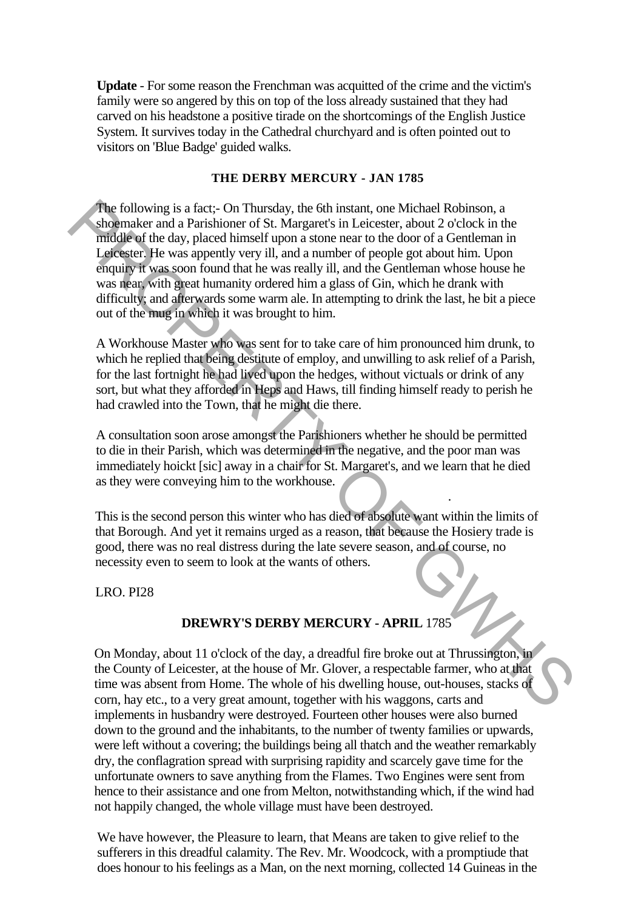**Update** - For some reason the Frenchman was acquitted of the crime and the victim's family were so angered by this on top of the loss already sustained that they had carved on his headstone a positive tirade on the shortcomings of the English Justice System. It survives today in the Cathedral churchyard and is often pointed out to visitors on 'Blue Badge' guided walks.

## THE DERBY MERCURY - JAN 1785

The following is a fact;- On Thursday, the 6th instant, one Michael Robinson, a shoemaker and a Parishioner of St. Margaret's in Leicester, about 2 o'clock in the middle of the day, placed himself upon a stone near to the door of a Gentleman in Leicester. He was appently very ill, and a number of people got about him. Upon enquiry it was soon found that he was really ill, and the Gentleman whose house he was near, with great humanity ordered him a glass of Gin, which he drank with difficulty; and afterwards some warm ale. In attempting to drink the last, he bit a piece out of the mug in which it was brought to him.

A Workhouse Master who was sent for to take care of him pronounced him drunk, to which he replied that being destitute of employ, and unwilling to ask relief of a Parish, for the last fortnight he had lived upon the hedges, without victuals or drink of any sort, but what they afforded in Heps and Haws, till finding himself ready to perish he had crawled into the Town, that he might die there.

A consultation soon arose amongst the Parishioners whether he should be permitted to die in their Parish, which was determined in the negative, and the poor man was immediately hoickt [sic] away in a chair for St. Margaret's, and we learn that he died as they were conveying him to the workhouse.

This is the second person this winter who has died of absolute want within the limits of that Borough. And yet it remains urged as a reason, that because the Hosiery trade is good, there was no real distress during the late severe season, and of course, no necessity even to seem to look at the wants of others.

LRO. PI28

## DREWRY'S DERBY MERCURY - APRIL 1785

On Monday, about 11 o'clock of the day, a dreadful fire broke out at Thrussington, in the County of Leicester, at the house of Mr. Glover, a respectable farmer, who at that time was absent from Home. The whole of his dwelling house, out-houses, stacks of corn, hay etc., to a very great amount, together with his waggons, carts and implements in husbandry were destroyed. Fourteen other houses were also burned down to the ground and the inhabitants, to the number of twenty families or upwards, were left without a covering; the buildings being all thatch and the weather remarkably dry, the conflagration spread with surprising rapidity and scarcely gave time for the unfortunate owners to save anything from the Flames. Two Engines were sent from hence to their assistance and one from Melton, notwithstanding which, if the wind had not happily changed, the whole village must have been destroyed.

We have however, the Pleasure to learn, that Means are taken to give relief to the sufferers in this dreadful calamity. The Rev. Mr. Woodcock, with a promptiude that does honour to his feelings as a Man, on the next morning, collected 14 Guineas in the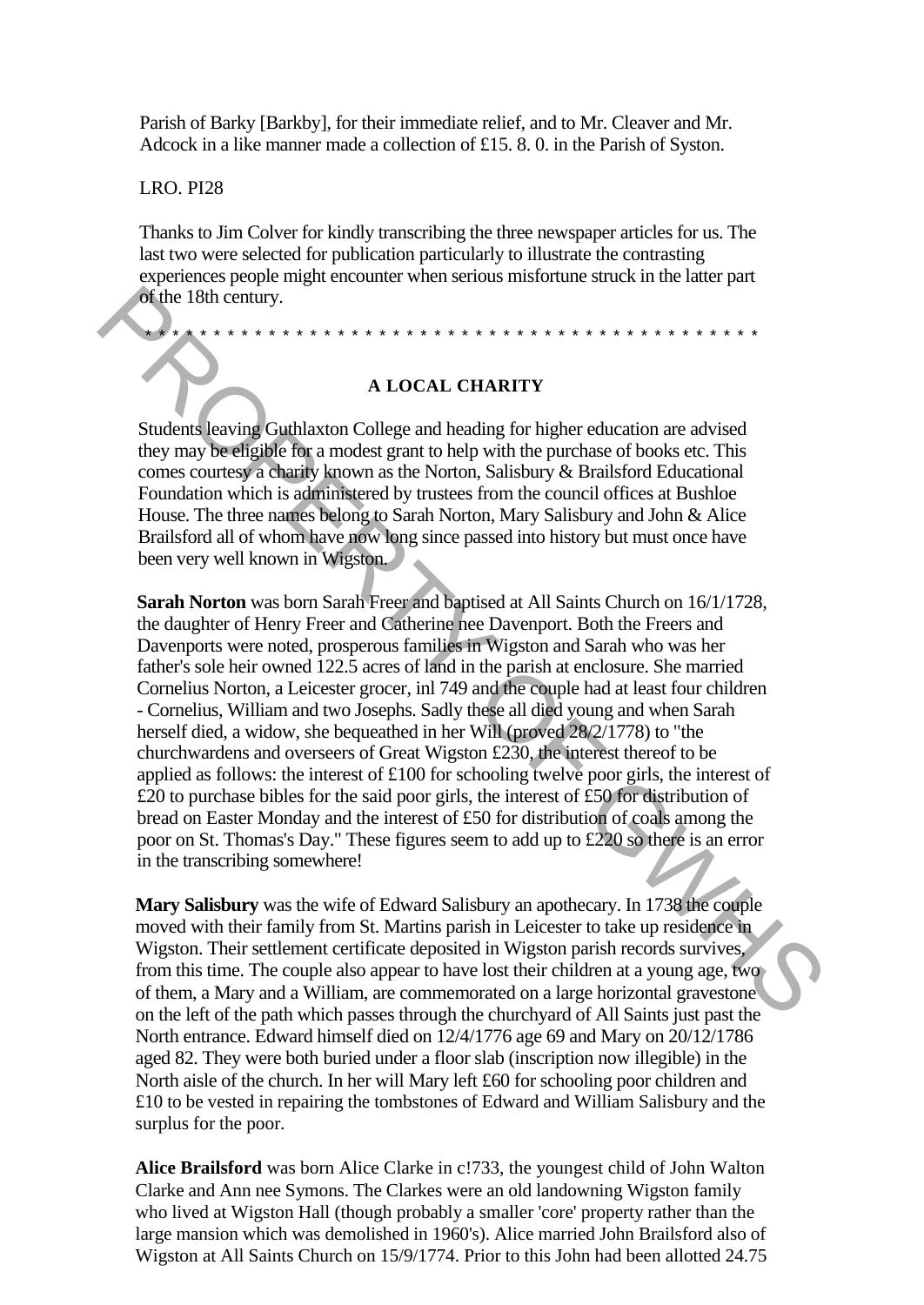Parish of Barky [Barkby], for their immediate relief, and to Mr. Cleaver and Mr. Adcock in a like manner made a collection of £15. 8. 0. in the Parish of Syston.

LRO. PI28

Thanks to Jim Colver for kindly transcribing the three newspaper articles for us. The last two were selected for publication particularly to illustrate the contrasting experiences people might encounter when serious misfortune struck in the latter part of the 18th century.

* * * * * * * * * * * * * * * * * * * * * * * * * * * * * * * * * * * * * * * * * * * * *

## A LOCAL CHARITY

Students leaving Guthlaxton College and heading for higher education are advised they may be eligible for a modest grant to help with the purchase of books etc. This comes courtesy a charity known as the Norton, Salisbury & Brailsford Educational Foundation which is administered by trustees from the council offices at Bushloe House. The three names belong to Sarah Norton, Mary Salisbury and John & Alice Brailsford all of whom have now long since passed into history but must once have been very well known in Wigston.

**Sarah Norton** was born Sarah Freer and baptised at All Saints Church on 16/1/1728, the daughter of Henry Freer and Catherine nee Davenport. Both the Freers and Davenports were noted, prosperous families in Wigston and Sarah who was her father's sole heir owned 122.5 acres of land in the parish at enclosure. She married Cornelius Norton, a Leicester grocer, inl 749 and the couple had at least four children - Cornelius, William and two Josephs. Sadly these all died young and when Sarah herself died, a widow, she bequeathed in her Will (proved 28/2/1778) to "the churchwardens and overseers of Great Wigston £230, the interest thereof to be applied as follows: the interest of £100 for schooling twelve poor girls, the interest of £20 to purchase bibles for the said poor girls, the interest of £50 for distribution of bread on Easter Monday and the interest of £50 for distribution of coals among the poor on St. Thomas's Day." These figures seem to add up to £220 so there is an error in the transcribing somewhere!

**Mary Salisbury** was the wife of Edward Salisbury an apothecary. In 1738 the couple moved with their family from St. Martins parish in Leicester to take up residence in Wigston. Their settlement certificate deposited in Wigston parish records survives, from this time. The couple also appear to have lost their children at a young age, two of them, a Mary and a William, are commemorated on a large horizontal gravestone on the left of the path which passes through the churchyard of All Saints just past the North entrance. Edward himself died on 12/4/1776 age 69 and Mary on 20/12/1786 aged 82. They were both buried under a floor slab (inscription now illegible) in the North aisle of the church. In her will Mary left £60 for schooling poor children and £10 to be vested in repairing the tombstones of Edward and William Salisbury and the surplus for the poor.

**Alice Brailsford** was born Alice Clarke in c!733, the youngest child of John Walton Clarke and Ann nee Symons. The Clarkes were an old landowning Wigston family who lived at Wigston Hall (though probably a smaller 'core' property rather than the large mansion which was demolished in 1960's). Alice married John Brailsford also of Wigston at All Saints Church on 15/9/1774. Prior to this John had been allotted 24.75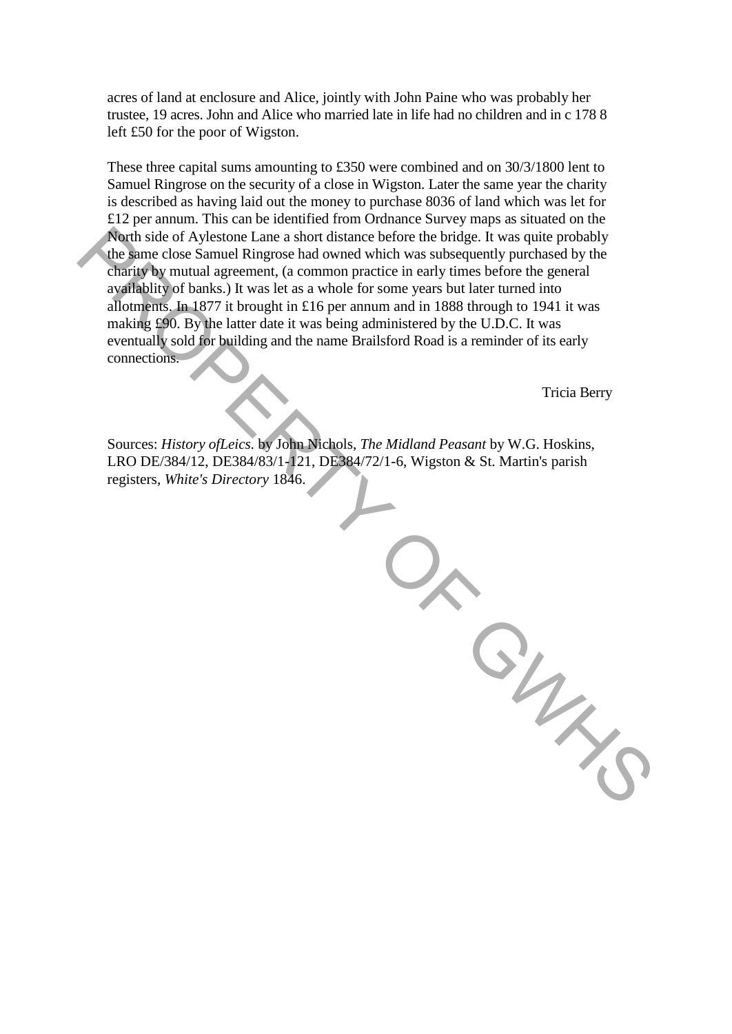acres of land at enclosure and Alice, jointly with John Paine who was probably her trustee, 19 acres. John and Alice who married late in life had no children and in c 178 8 left £50 for the poor of Wigston.

These three capital sums amounting to £350 were combined and on 30/3/1800 lent to Samuel Ringrose on the security of a close in Wigston. Later the same year the charity is described as having laid out the money to purchase 8036 of land which was let for £12 per annum. This can be identified from Ordnance Survey maps as situated on the North side of Aylestone Lane a short distance before the bridge. It was quite probably the same close Samuel Ringrose had owned which was subsequently purchased by the charity by mutual agreement, (a common practice in early times before the general availablity of banks.) It was let as a whole for some years but later turned into allotments. In 1877 it brought in £16 per annum and in 1888 through to 1941 it was making £90. By the latter date it was being administered by the U.D.C. It was eventually sold for building and the name Brailsford Road is a reminder of its early connections.

Tricia Berry

Sources: *History ofLeics.* by John Nichols, *The Midland Peasant* by W.G. Hoskins, LRO DE/384/12, DE384/83/1-121, DE384/72/1-6, Wigston & St. Martin's parish registers, *White's Directory* 1846.